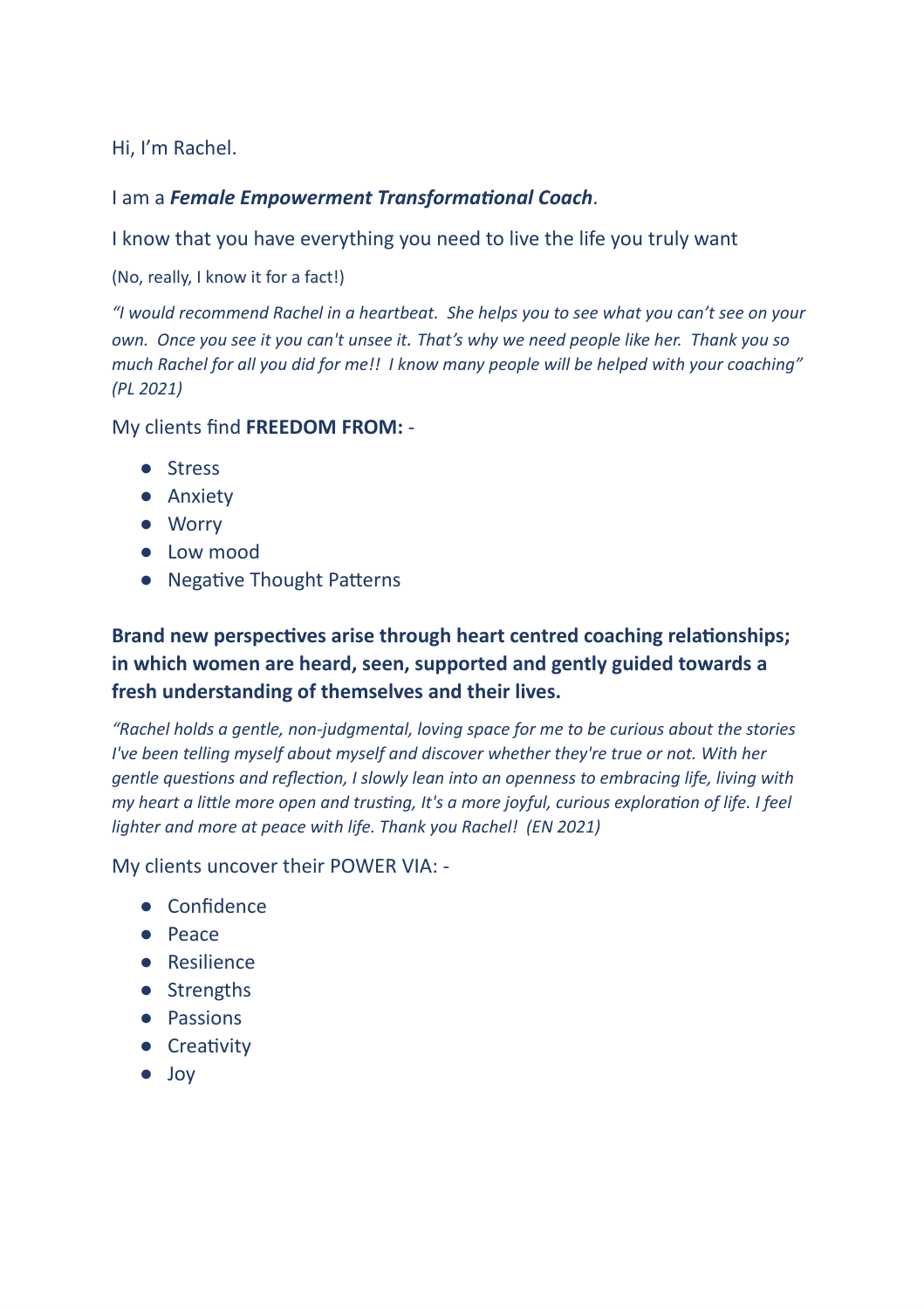Hi, I'm Rachel.

I am a ***Female Empowerment Transformational Coach***.

I know that you have everything you need to live the life you truly want

(No, really, I know it for a fact!)

*"I would recommend Rachel in a heartbeat. She helps you to see what you can't see on your own. Once you see it you can't unsee it. That's why we need people like her. Thank you so much Rachel for all you did for me!! I know many people will be helped with your coaching" (PL 2021)*

My clients find **FREEDOM FROM:** -

- Stress
- Anxiety
- Worry
- Low mood
- Negative Thought Patterns

**Brand new perspectives arise through heart centred coaching relationships; in which women are heard, seen, supported and gently guided towards a fresh understanding of themselves and their lives.**

*"Rachel holds a gentle, non-judgmental, loving space for me to be curious about the stories I've been telling myself about myself and discover whether they're true or not. With her gentle questions and reflection, I slowly lean into an openness to embracing life, living with my heart a little more open and trusting, It's a more joyful, curious exploration of life. I feel lighter and more at peace with life. Thank you Rachel! (EN 2021)*

My clients uncover their POWER VIA: -

- Confidence
- Peace
- Resilience
- Strengths
- Passions
- Creativity
- Joy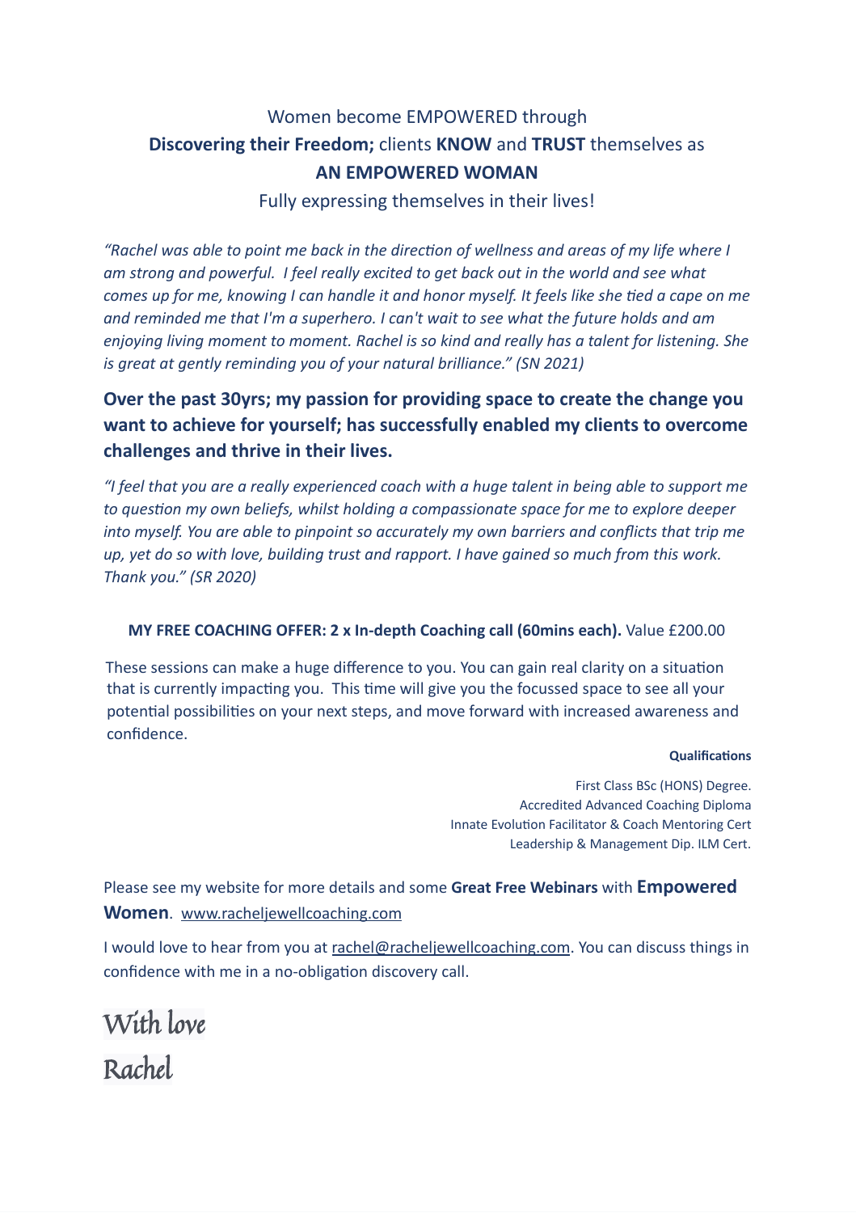Women become EMPOWERED through
**Discovering their Freedom;** clients **KNOW** and **TRUST** themselves as
**AN EMPOWERED WOMAN**
Fully expressing themselves in their lives!

*"Rachel was able to point me back in the direction of wellness and areas of my life where I am strong and powerful. I feel really excited to get back out in the world and see what comes up for me, knowing I can handle it and honor myself. It feels like she tied a cape on me and reminded me that I'm a superhero. I can't wait to see what the future holds and am enjoying living moment to moment. Rachel is so kind and really has a talent for listening. She is great at gently reminding you of your natural brilliance." (SN 2021)*

**Over the past 30yrs; my passion for providing space to create the change you want to achieve for yourself; has successfully enabled my clients to overcome challenges and thrive in their lives.**

*"I feel that you are a really experienced coach with a huge talent in being able to support me to question my own beliefs, whilst holding a compassionate space for me to explore deeper into myself. You are able to pinpoint so accurately my own barriers and conflicts that trip me up, yet do so with love, building trust and rapport. I have gained so much from this work. Thank you." (SR 2020)*

**MY FREE COACHING OFFER: 2 x In-depth Coaching call (60mins each).** Value £200.00

These sessions can make a huge difference to you. You can gain real clarity on a situation that is currently impacting you. This time will give you the focussed space to see all your potential possibilities on your next steps, and move forward with increased awareness and confidence.

**Qualifications**

First Class BSc (HONS) Degree.
Accredited Advanced Coaching Diploma
Innate Evolution Facilitator & Coach Mentoring Cert
Leadership & Management Dip. ILM Cert.

Please see my website for more details and some **Great Free Webinars** with **Empowered Women**. www.racheljewellcoaching.com

I would love to hear from you at rachel@racheljewellcoaching.com. You can discuss things in confidence with me in a no-obligation discovery call.

With love
Rachel